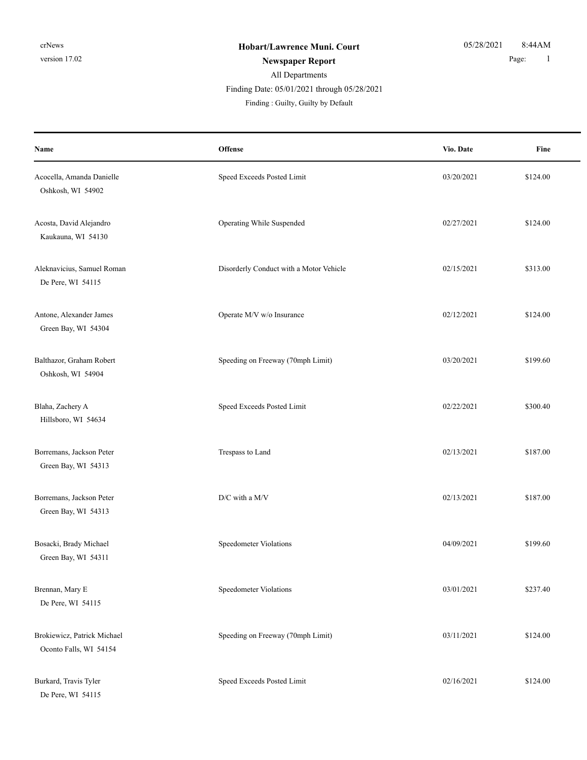**Hobart/Lawrence Muni. Court**

**Newspaper Report**

All Departments

Finding Date: 05/01/2021 through 05/28/2021

Finding : Guilty, Guilty by Default

| Name | Offense | Vio. Date | Fine |
|---|---|---|---|
| Acocella, Amanda Danielle<br>Oshkosh, WI 54902 | Speed Exceeds Posted Limit | 03/20/2021 | $124.00 |
| Acosta, David Alejandro<br>Kaukauna, WI 54130 | Operating While Suspended | 02/27/2021 | $124.00 |
| Aleknavicius, Samuel Roman<br>De Pere, WI 54115 | Disorderly Conduct with a Motor Vehicle | 02/15/2021 | $313.00 |
| Antone, Alexander James<br>Green Bay, WI 54304 | Operate M/V w/o Insurance | 02/12/2021 | $124.00 |
| Balthazor, Graham Robert<br>Oshkosh, WI 54904 | Speeding on Freeway (70mph Limit) | 03/20/2021 | $199.60 |
| Blaha, Zachery A<br>Hillsboro, WI 54634 | Speed Exceeds Posted Limit | 02/22/2021 | $300.40 |
| Borremans, Jackson Peter<br>Green Bay, WI 54313 | Trespass to Land | 02/13/2021 | $187.00 |
| Borremans, Jackson Peter<br>Green Bay, WI 54313 | D/C with a M/V | 02/13/2021 | $187.00 |
| Bosacki, Brady Michael<br>Green Bay, WI 54311 | Speedometer Violations | 04/09/2021 | $199.60 |
| Brennan, Mary E<br>De Pere, WI 54115 | Speedometer Violations | 03/01/2021 | $237.40 |
| Brokiewicz, Patrick Michael<br>Oconto Falls, WI 54154 | Speeding on Freeway (70mph Limit) | 03/11/2021 | $124.00 |
| Burkard, Travis Tyler<br>De Pere, WI 54115 | Speed Exceeds Posted Limit | 02/16/2021 | $124.00 |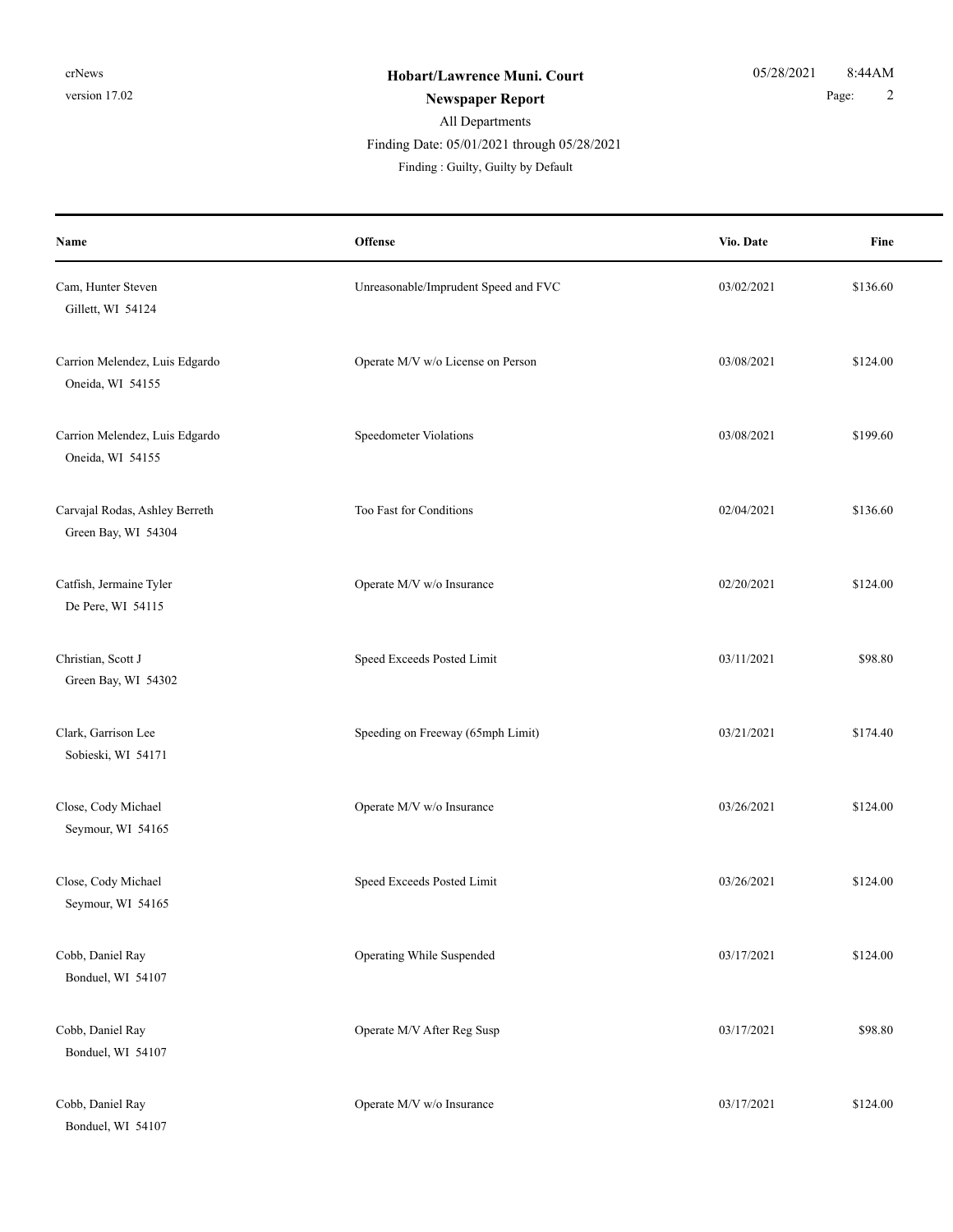**Hobart/Lawrence Muni. Court**

**Newspaper Report**

All Departments

Finding Date: 05/01/2021 through 05/28/2021

Finding : Guilty, Guilty by Default

| Name | Offense | Vio. Date | Fine |
|---|---|---|---|
| Cam, Hunter Steven<br>Gillett, WI 54124 | Unreasonable/Imprudent Speed and FVC | 03/02/2021 | $136.60 |
| Carrion Melendez, Luis Edgardo<br>Oneida, WI 54155 | Operate M/V w/o License on Person | 03/08/2021 | $124.00 |
| Carrion Melendez, Luis Edgardo<br>Oneida, WI 54155 | Speedometer Violations | 03/08/2021 | $199.60 |
| Carvajal Rodas, Ashley Berreth<br>Green Bay, WI 54304 | Too Fast for Conditions | 02/04/2021 | $136.60 |
| Catfish, Jermaine Tyler<br>De Pere, WI 54115 | Operate M/V w/o Insurance | 02/20/2021 | $124.00 |
| Christian, Scott J<br>Green Bay, WI 54302 | Speed Exceeds Posted Limit | 03/11/2021 | $98.80 |
| Clark, Garrison Lee<br>Sobieski, WI 54171 | Speeding on Freeway (65mph Limit) | 03/21/2021 | $174.40 |
| Close, Cody Michael<br>Seymour, WI 54165 | Operate M/V w/o Insurance | 03/26/2021 | $124.00 |
| Close, Cody Michael<br>Seymour, WI 54165 | Speed Exceeds Posted Limit | 03/26/2021 | $124.00 |
| Cobb, Daniel Ray<br>Bonduel, WI 54107 | Operating While Suspended | 03/17/2021 | $124.00 |
| Cobb, Daniel Ray<br>Bonduel, WI 54107 | Operate M/V After Reg Susp | 03/17/2021 | $98.80 |
| Cobb, Daniel Ray<br>Bonduel, WI 54107 | Operate M/V w/o Insurance | 03/17/2021 | $124.00 |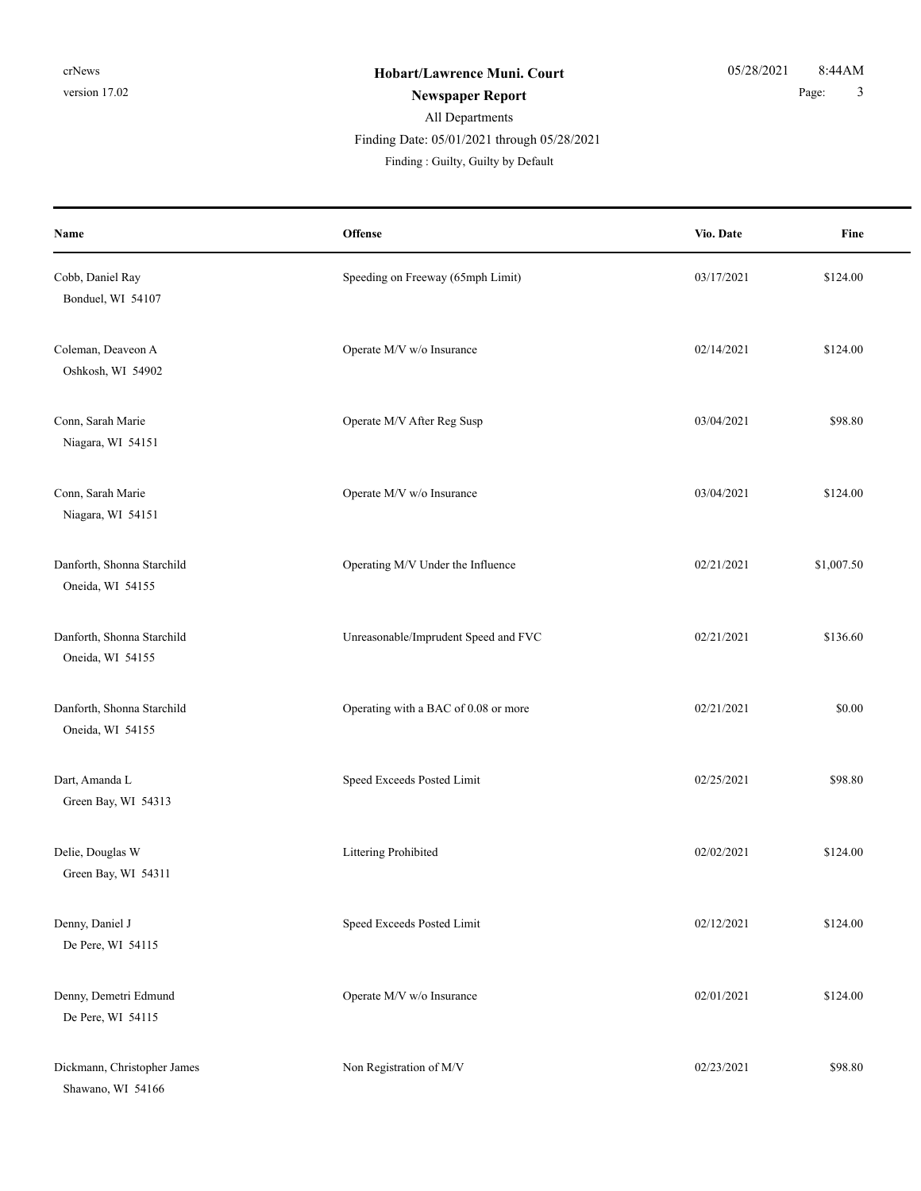**Hobart/Lawrence Muni. Court**

**Newspaper Report**

All Departments

Finding Date: 05/01/2021 through 05/28/2021

Finding : Guilty, Guilty by Default

| Name | Offense | Vio. Date | Fine |
|---|---|---|---|
| Cobb, Daniel Ray<br>Bonduel, WI 54107 | Speeding on Freeway (65mph Limit) | 03/17/2021 | $124.00 |
| Coleman, Deaveon A<br>Oshkosh, WI 54902 | Operate M/V w/o Insurance | 02/14/2021 | $124.00 |
| Conn, Sarah Marie<br>Niagara, WI 54151 | Operate M/V After Reg Susp | 03/04/2021 | $98.80 |
| Conn, Sarah Marie<br>Niagara, WI 54151 | Operate M/V w/o Insurance | 03/04/2021 | $124.00 |
| Danforth, Shonna Starchild<br>Oneida, WI 54155 | Operating M/V Under the Influence | 02/21/2021 | $1,007.50 |
| Danforth, Shonna Starchild<br>Oneida, WI 54155 | Unreasonable/Imprudent Speed and FVC | 02/21/2021 | $136.60 |
| Danforth, Shonna Starchild<br>Oneida, WI 54155 | Operating with a BAC of 0.08 or more | 02/21/2021 | $0.00 |
| Dart, Amanda L<br>Green Bay, WI 54313 | Speed Exceeds Posted Limit | 02/25/2021 | $98.80 |
| Delie, Douglas W<br>Green Bay, WI 54311 | Littering Prohibited | 02/02/2021 | $124.00 |
| Denny, Daniel J<br>De Pere, WI 54115 | Speed Exceeds Posted Limit | 02/12/2021 | $124.00 |
| Denny, Demetri Edmund<br>De Pere, WI 54115 | Operate M/V w/o Insurance | 02/01/2021 | $124.00 |
| Dickmann, Christopher James<br>Shawano, WI 54166 | Non Registration of M/V | 02/23/2021 | $98.80 |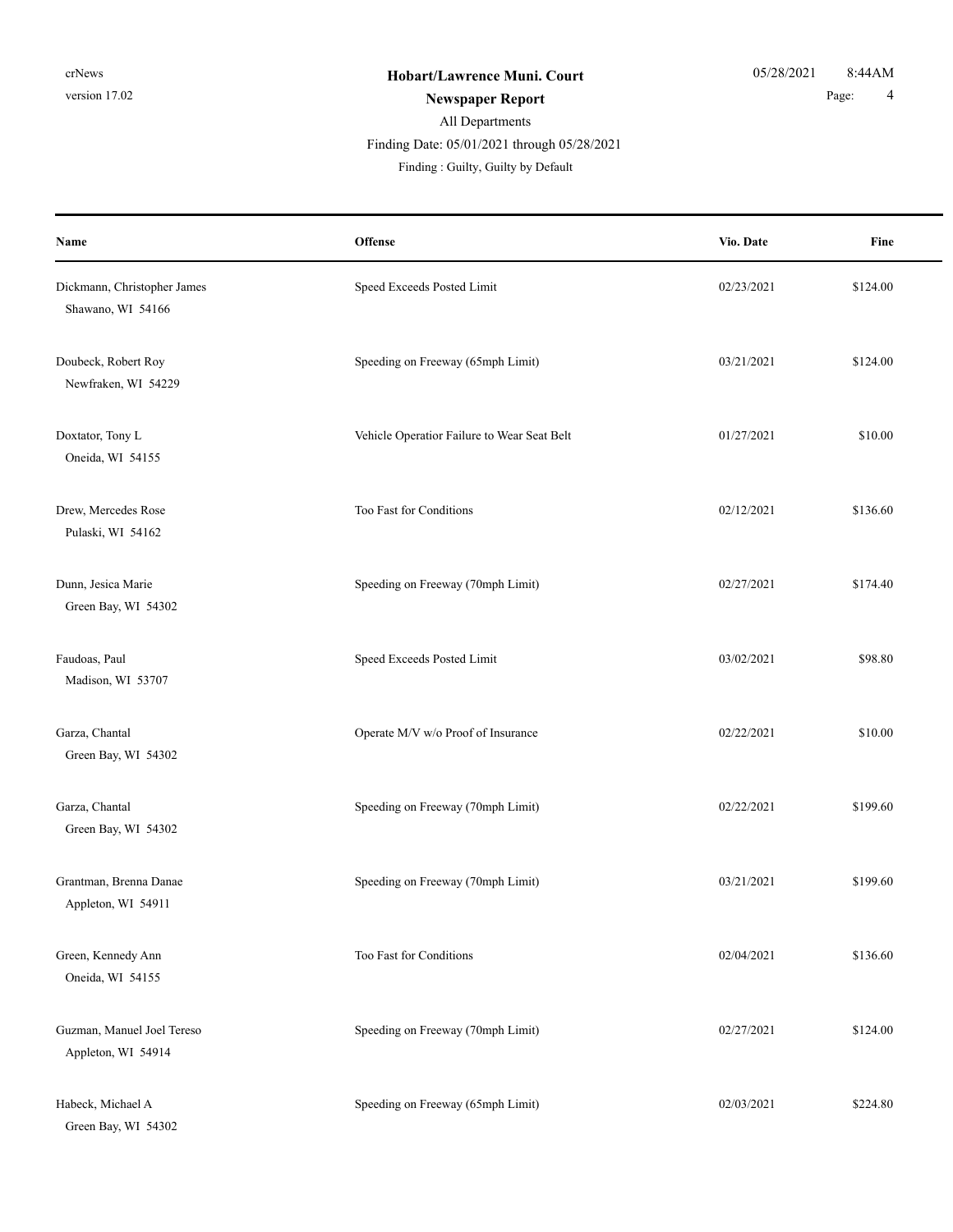**Hobart/Lawrence Muni. Court**

**Newspaper Report**

All Departments

Finding Date: 05/01/2021 through 05/28/2021

Finding : Guilty, Guilty by Default

| Name | Offense | Vio. Date | Fine |
|---|---|---|---|
| Dickmann, Christopher James<br>Shawano, WI 54166 | Speed Exceeds Posted Limit | 02/23/2021 | $124.00 |
| Doubeck, Robert Roy<br>Newfraken, WI 54229 | Speeding on Freeway (65mph Limit) | 03/21/2021 | $124.00 |
| Doxtator, Tony L<br>Oneida, WI 54155 | Vehicle Operatior Failure to Wear Seat Belt | 01/27/2021 | $10.00 |
| Drew, Mercedes Rose<br>Pulaski, WI 54162 | Too Fast for Conditions | 02/12/2021 | $136.60 |
| Dunn, Jesica Marie<br>Green Bay, WI 54302 | Speeding on Freeway (70mph Limit) | 02/27/2021 | $174.40 |
| Faudoas, Paul<br>Madison, WI 53707 | Speed Exceeds Posted Limit | 03/02/2021 | $98.80 |
| Garza, Chantal<br>Green Bay, WI 54302 | Operate M/V w/o Proof of Insurance | 02/22/2021 | $10.00 |
| Garza, Chantal<br>Green Bay, WI 54302 | Speeding on Freeway (70mph Limit) | 02/22/2021 | $199.60 |
| Grantman, Brenna Danae<br>Appleton, WI 54911 | Speeding on Freeway (70mph Limit) | 03/21/2021 | $199.60 |
| Green, Kennedy Ann<br>Oneida, WI 54155 | Too Fast for Conditions | 02/04/2021 | $136.60 |
| Guzman, Manuel Joel Tereso<br>Appleton, WI 54914 | Speeding on Freeway (70mph Limit) | 02/27/2021 | $124.00 |
| Habeck, Michael A<br>Green Bay, WI 54302 | Speeding on Freeway (65mph Limit) | 02/03/2021 | $224.80 |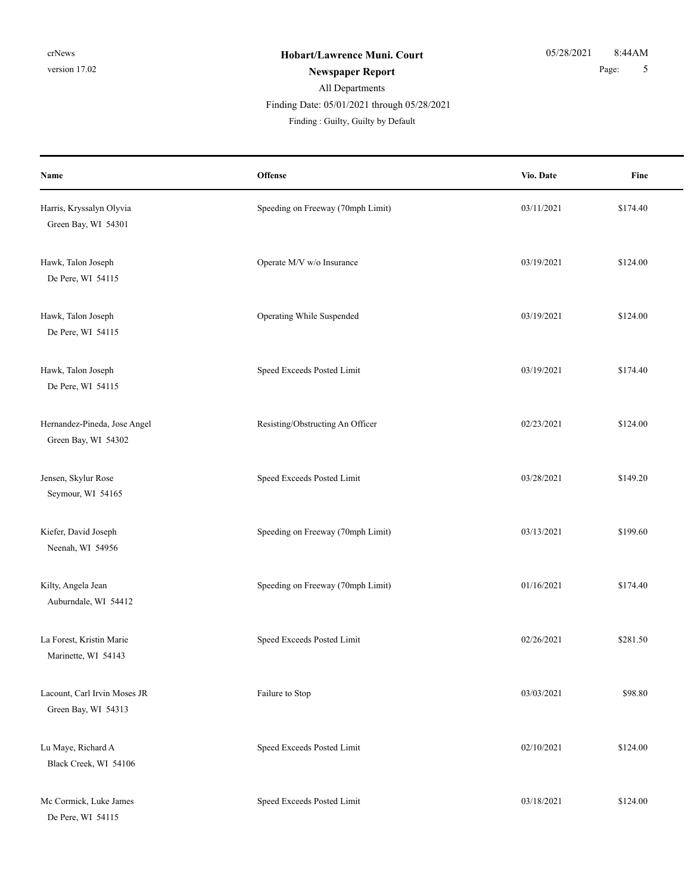| Name | Offense | Vio. Date | Fine |
|---|---|---|---|
| Harris, Kryssalyn Olyvia<br>Green Bay, WI 54301 | Speeding on Freeway (70mph Limit) | 03/11/2021 | $174.40 |
| Hawk, Talon Joseph<br>De Pere, WI 54115 | Operate M/V w/o Insurance | 03/19/2021 | $124.00 |
| Hawk, Talon Joseph<br>De Pere, WI 54115 | Operating While Suspended | 03/19/2021 | $124.00 |
| Hawk, Talon Joseph<br>De Pere, WI 54115 | Speed Exceeds Posted Limit | 03/19/2021 | $174.40 |
| Hernandez-Pineda, Jose Angel<br>Green Bay, WI 54302 | Resisting/Obstructing An Officer | 02/23/2021 | $124.00 |
| Jensen, Skylur Rose<br>Seymour, WI 54165 | Speed Exceeds Posted Limit | 03/28/2021 | $149.20 |
| Kiefer, David Joseph<br>Neenah, WI 54956 | Speeding on Freeway (70mph Limit) | 03/13/2021 | $199.60 |
| Kilty, Angela Jean<br>Auburndale, WI 54412 | Speeding on Freeway (70mph Limit) | 01/16/2021 | $174.40 |
| La Forest, Kristin Marie<br>Marinette, WI 54143 | Speed Exceeds Posted Limit | 02/26/2021 | $281.50 |
| Lacount, Carl Irvin Moses JR<br>Green Bay, WI 54313 | Failure to Stop | 03/03/2021 | $98.80 |
| Lu Maye, Richard A<br>Black Creek, WI 54106 | Speed Exceeds Posted Limit | 02/10/2021 | $124.00 |
| Mc Cormick, Luke James<br>De Pere, WI 54115 | Speed Exceeds Posted Limit | 03/18/2021 | $124.00 |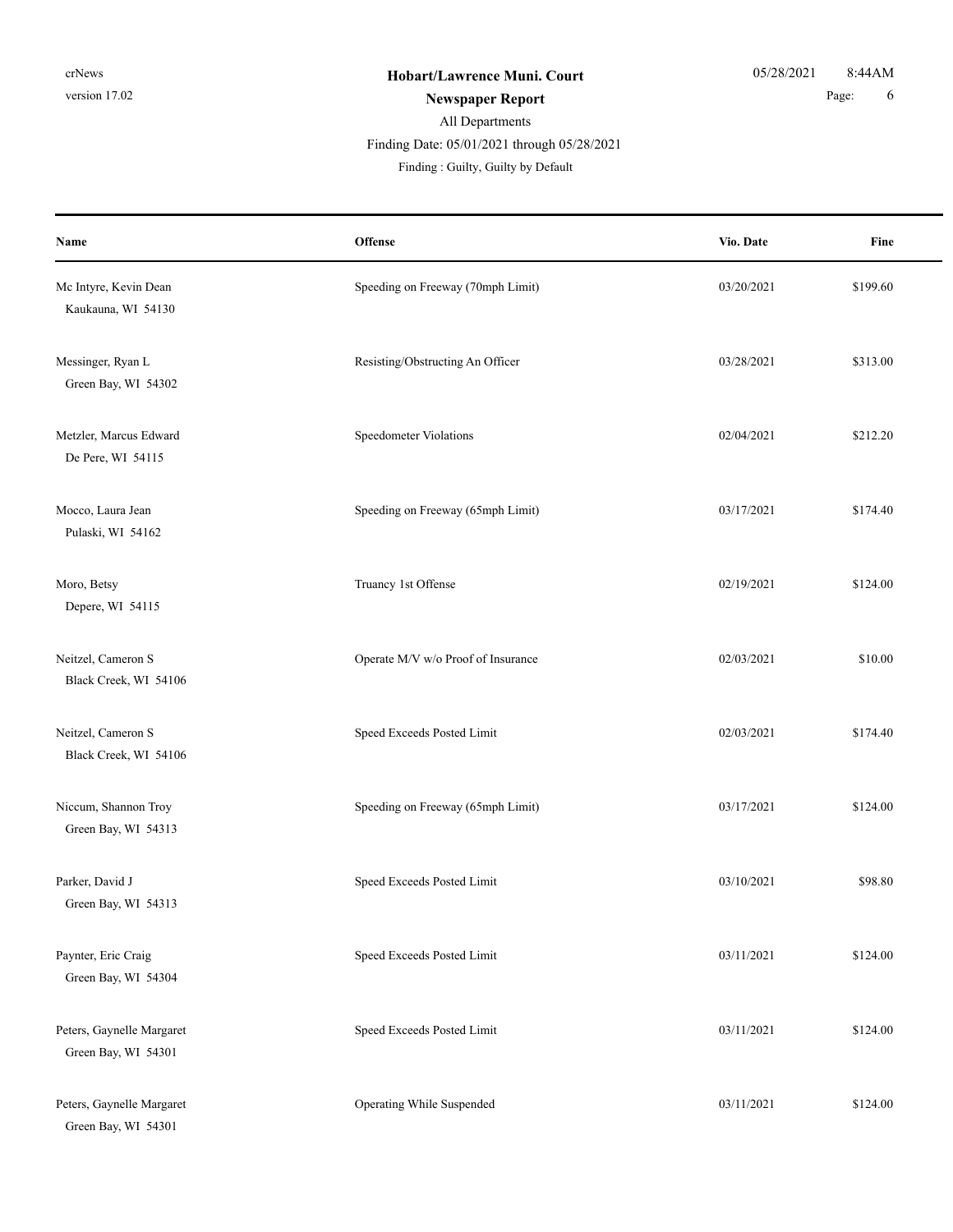**Hobart/Lawrence Muni. Court**

**Newspaper Report**

All Departments

Finding Date: 05/01/2021 through 05/28/2021

Finding : Guilty, Guilty by Default

| Name | Offense | Vio. Date | Fine |
|---|---|---|---|
| Mc Intyre, Kevin Dean<br>Kaukauna, WI 54130 | Speeding on Freeway (70mph Limit) | 03/20/2021 | $199.60 |
| Messinger, Ryan L<br>Green Bay, WI 54302 | Resisting/Obstructing An Officer | 03/28/2021 | $313.00 |
| Metzler, Marcus Edward<br>De Pere, WI 54115 | Speedometer Violations | 02/04/2021 | $212.20 |
| Mocco, Laura Jean<br>Pulaski, WI 54162 | Speeding on Freeway (65mph Limit) | 03/17/2021 | $174.40 |
| Moro, Betsy<br>Depere, WI 54115 | Truancy 1st Offense | 02/19/2021 | $124.00 |
| Neitzel, Cameron S<br>Black Creek, WI 54106 | Operate M/V w/o Proof of Insurance | 02/03/2021 | $10.00 |
| Neitzel, Cameron S<br>Black Creek, WI 54106 | Speed Exceeds Posted Limit | 02/03/2021 | $174.40 |
| Niccum, Shannon Troy<br>Green Bay, WI 54313 | Speeding on Freeway (65mph Limit) | 03/17/2021 | $124.00 |
| Parker, David J<br>Green Bay, WI 54313 | Speed Exceeds Posted Limit | 03/10/2021 | $98.80 |
| Paynter, Eric Craig<br>Green Bay, WI 54304 | Speed Exceeds Posted Limit | 03/11/2021 | $124.00 |
| Peters, Gaynelle Margaret<br>Green Bay, WI 54301 | Speed Exceeds Posted Limit | 03/11/2021 | $124.00 |
| Peters, Gaynelle Margaret<br>Green Bay, WI 54301 | Operating While Suspended | 03/11/2021 | $124.00 |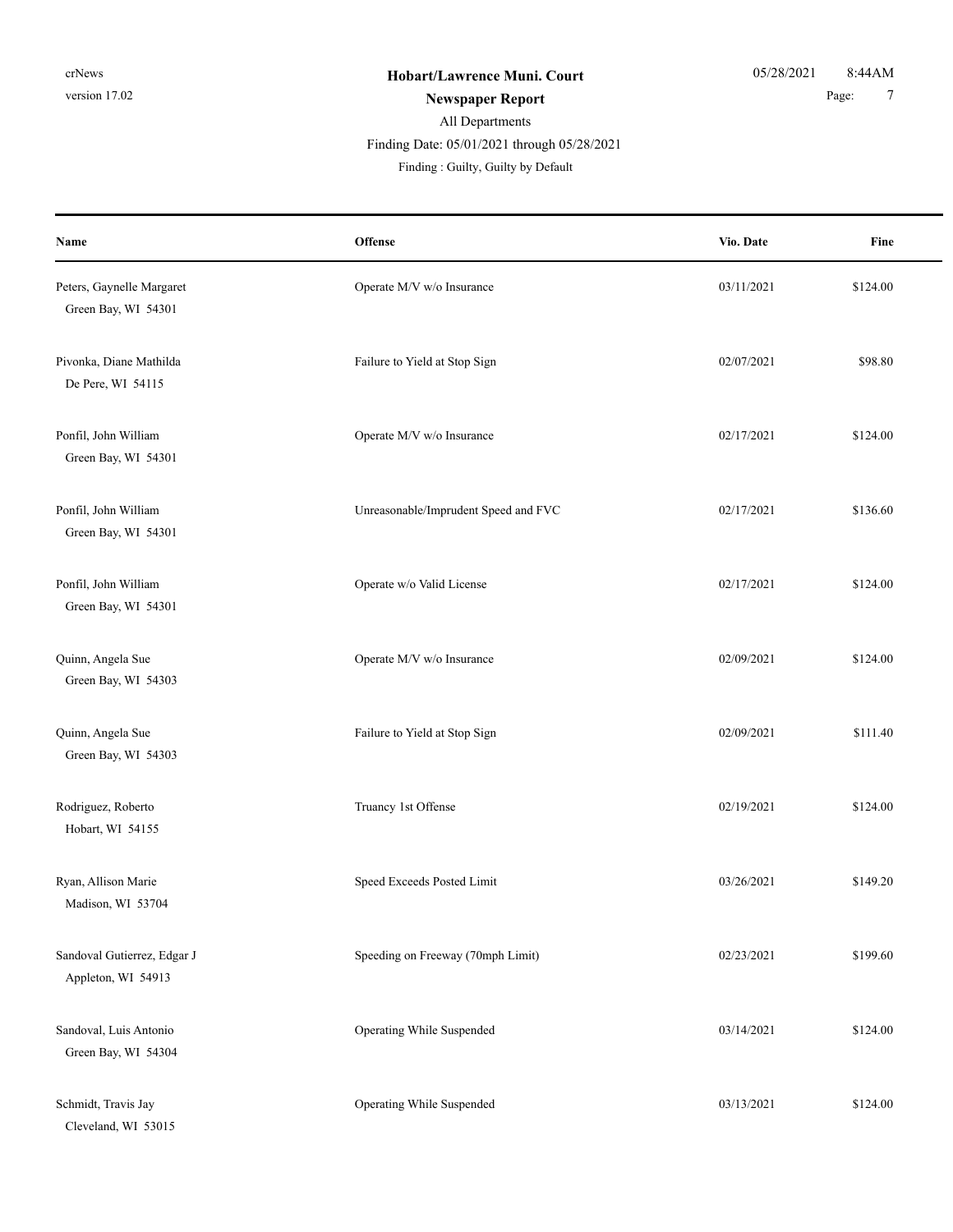**Hobart/Lawrence Muni. Court**

**Newspaper Report**

All Departments

Finding Date: 05/01/2021 through 05/28/2021

Finding : Guilty, Guilty by Default

| Name | Offense | Vio. Date | Fine |
|---|---|---|---|
| Peters, Gaynelle Margaret<br>Green Bay, WI 54301 | Operate M/V w/o Insurance | 03/11/2021 | $124.00 |
| Pivonka, Diane Mathilda<br>De Pere, WI 54115 | Failure to Yield at Stop Sign | 02/07/2021 | $98.80 |
| Ponfil, John William<br>Green Bay, WI 54301 | Operate M/V w/o Insurance | 02/17/2021 | $124.00 |
| Ponfil, John William<br>Green Bay, WI 54301 | Unreasonable/Imprudent Speed and FVC | 02/17/2021 | $136.60 |
| Ponfil, John William<br>Green Bay, WI 54301 | Operate w/o Valid License | 02/17/2021 | $124.00 |
| Quinn, Angela Sue<br>Green Bay, WI 54303 | Operate M/V w/o Insurance | 02/09/2021 | $124.00 |
| Quinn, Angela Sue<br>Green Bay, WI 54303 | Failure to Yield at Stop Sign | 02/09/2021 | $111.40 |
| Rodriguez, Roberto<br>Hobart, WI 54155 | Truancy 1st Offense | 02/19/2021 | $124.00 |
| Ryan, Allison Marie<br>Madison, WI 53704 | Speed Exceeds Posted Limit | 03/26/2021 | $149.20 |
| Sandoval Gutierrez, Edgar J<br>Appleton, WI 54913 | Speeding on Freeway (70mph Limit) | 02/23/2021 | $199.60 |
| Sandoval, Luis Antonio<br>Green Bay, WI 54304 | Operating While Suspended | 03/14/2021 | $124.00 |
| Schmidt, Travis Jay<br>Cleveland, WI 53015 | Operating While Suspended | 03/13/2021 | $124.00 |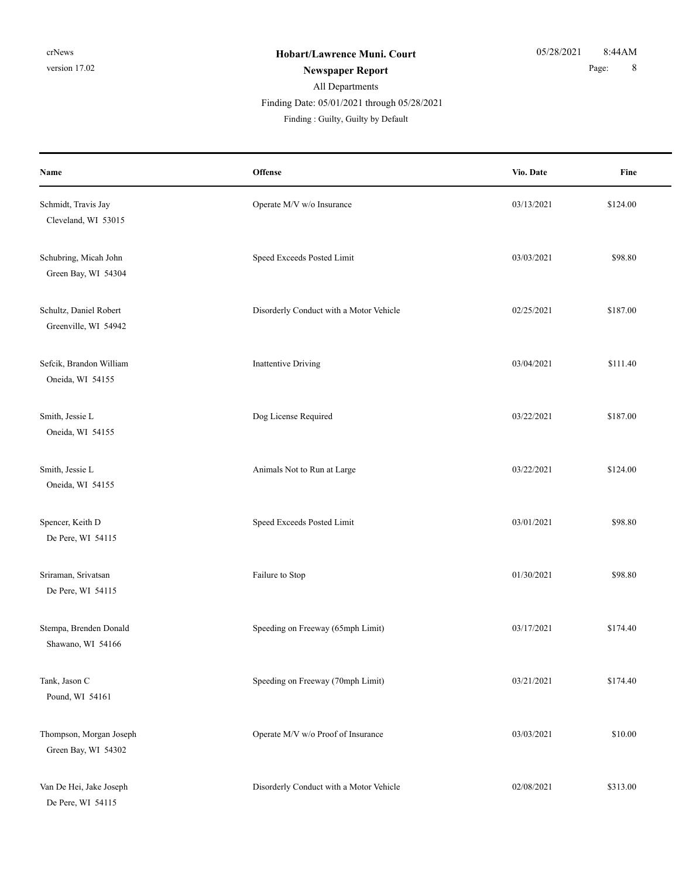# Hobart/Lawrence Muni. Court

## Newspaper Report

All Departments

Finding Date: 05/01/2021 through 05/28/2021

Finding : Guilty, Guilty by Default

| Name | Offense | Vio. Date | Fine |
|---|---|---|---|
| Schmidt, Travis Jay<br>Cleveland, WI 53015 | Operate M/V w/o Insurance | 03/13/2021 | $124.00 |
| Schubring, Micah John<br>Green Bay, WI 54304 | Speed Exceeds Posted Limit | 03/03/2021 | $98.80 |
| Schultz, Daniel Robert<br>Greenville, WI 54942 | Disorderly Conduct with a Motor Vehicle | 02/25/2021 | $187.00 |
| Sefcik, Brandon William<br>Oneida, WI 54155 | Inattentive Driving | 03/04/2021 | $111.40 |
| Smith, Jessie L<br>Oneida, WI 54155 | Dog License Required | 03/22/2021 | $187.00 |
| Smith, Jessie L<br>Oneida, WI 54155 | Animals Not to Run at Large | 03/22/2021 | $124.00 |
| Spencer, Keith D<br>De Pere, WI 54115 | Speed Exceeds Posted Limit | 03/01/2021 | $98.80 |
| Sriraman, Srivatsan<br>De Pere, WI 54115 | Failure to Stop | 01/30/2021 | $98.80 |
| Stempa, Brenden Donald<br>Shawano, WI 54166 | Speeding on Freeway (65mph Limit) | 03/17/2021 | $174.40 |
| Tank, Jason C<br>Pound, WI 54161 | Speeding on Freeway (70mph Limit) | 03/21/2021 | $174.40 |
| Thompson, Morgan Joseph<br>Green Bay, WI 54302 | Operate M/V w/o Proof of Insurance | 03/03/2021 | $10.00 |
| Van De Hei, Jake Joseph<br>De Pere, WI 54115 | Disorderly Conduct with a Motor Vehicle | 02/08/2021 | $313.00 |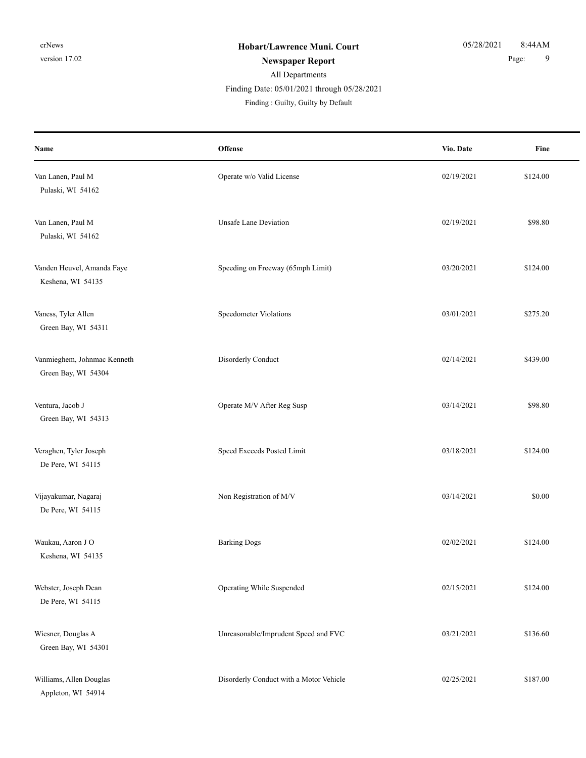**Hobart/Lawrence Muni. Court**

**Newspaper Report**

All Departments

Finding Date: 05/01/2021 through 05/28/2021

Finding : Guilty, Guilty by Default

| Name | Offense | Vio. Date | Fine |
|---|---|---|---|
| Van Lanen, Paul M<br>Pulaski, WI 54162 | Operate w/o Valid License | 02/19/2021 | $124.00 |
| Van Lanen, Paul M<br>Pulaski, WI 54162 | Unsafe Lane Deviation | 02/19/2021 | $98.80 |
| Vanden Heuvel, Amanda Faye<br>Keshena, WI 54135 | Speeding on Freeway (65mph Limit) | 03/20/2021 | $124.00 |
| Vaness, Tyler Allen<br>Green Bay, WI 54311 | Speedometer Violations | 03/01/2021 | $275.20 |
| Vanmieghem, Johnmac Kenneth<br>Green Bay, WI 54304 | Disorderly Conduct | 02/14/2021 | $439.00 |
| Ventura, Jacob J<br>Green Bay, WI 54313 | Operate M/V After Reg Susp | 03/14/2021 | $98.80 |
| Veraghen, Tyler Joseph<br>De Pere, WI 54115 | Speed Exceeds Posted Limit | 03/18/2021 | $124.00 |
| Vijayakumar, Nagaraj<br>De Pere, WI 54115 | Non Registration of M/V | 03/14/2021 | $0.00 |
| Waukau, Aaron J O<br>Keshena, WI 54135 | Barking Dogs | 02/02/2021 | $124.00 |
| Webster, Joseph Dean<br>De Pere, WI 54115 | Operating While Suspended | 02/15/2021 | $124.00 |
| Wiesner, Douglas A<br>Green Bay, WI 54301 | Unreasonable/Imprudent Speed and FVC | 03/21/2021 | $136.60 |
| Williams, Allen Douglas<br>Appleton, WI 54914 | Disorderly Conduct with a Motor Vehicle | 02/25/2021 | $187.00 |